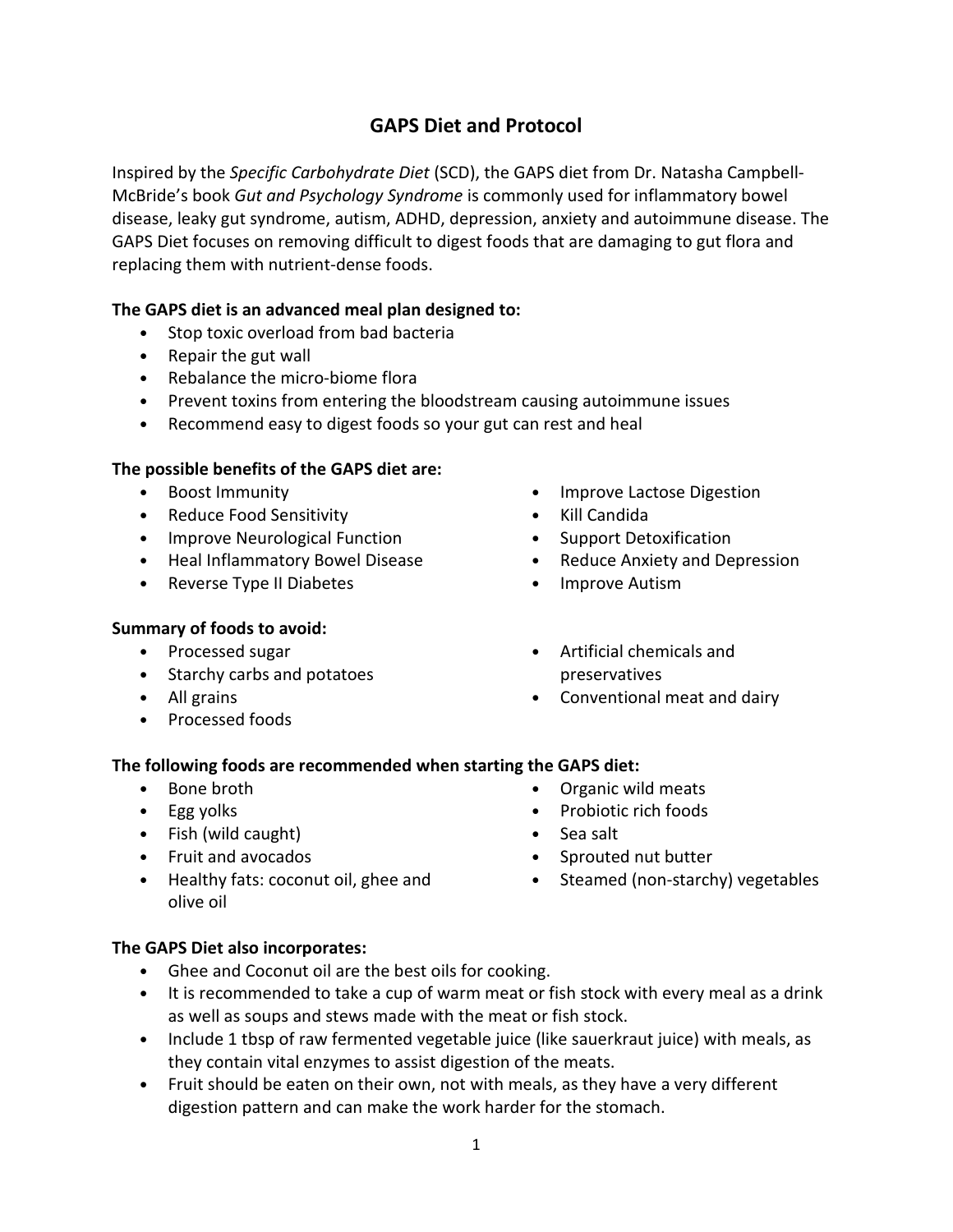# GAPS Diet and Protocol

Inspired by the *Specific Carbohydrate Diet* (SCD), the GAPS diet from Dr. Natasha Campbell-McBride's book *Gut and Psychology Syndrome* is commonly used for inflammatory bowel disease, leaky gut syndrome, autism, ADHD, depression, anxiety and autoimmune disease. The GAPS Diet focuses on removing difficult to digest foods that are damaging to gut flora and replacing them with nutrient-dense foods.

**The GAPS diet is an advanced meal plan designed to:**

- Stop toxic overload from bad bacteria
- Repair the gut wall
- Rebalance the micro-biome flora
- Prevent toxins from entering the bloodstream causing autoimmune issues
- Recommend easy to digest foods so your gut can rest and heal

**The possible benefits of the GAPS diet are:**

- Boost Immunity
- Reduce Food Sensitivity
- Improve Neurological Function
- Heal Inflammatory Bowel Disease
- Reverse Type II Diabetes
- Improve Lactose Digestion
- Kill Candida
- Support Detoxification
- Reduce Anxiety and Depression
- Improve Autism

**Summary of foods to avoid:**

- Processed sugar
- Starchy carbs and potatoes
- All grains
- Processed foods
- Artificial chemicals and preservatives
- Conventional meat and dairy

**The following foods are recommended when starting the GAPS diet:**

- Bone broth
- Egg yolks
- Fish (wild caught)
- Fruit and avocados
- Healthy fats: coconut oil, ghee and olive oil
- Organic wild meats
- Probiotic rich foods
- Sea salt
- Sprouted nut butter
- Steamed (non-starchy) vegetables

**The GAPS Diet also incorporates:**

- Ghee and Coconut oil are the best oils for cooking.
- It is recommended to take a cup of warm meat or fish stock with every meal as a drink as well as soups and stews made with the meat or fish stock.
- Include 1 tbsp of raw fermented vegetable juice (like sauerkraut juice) with meals, as they contain vital enzymes to assist digestion of the meats.
- Fruit should be eaten on their own, not with meals, as they have a very different digestion pattern and can make the work harder for the stomach.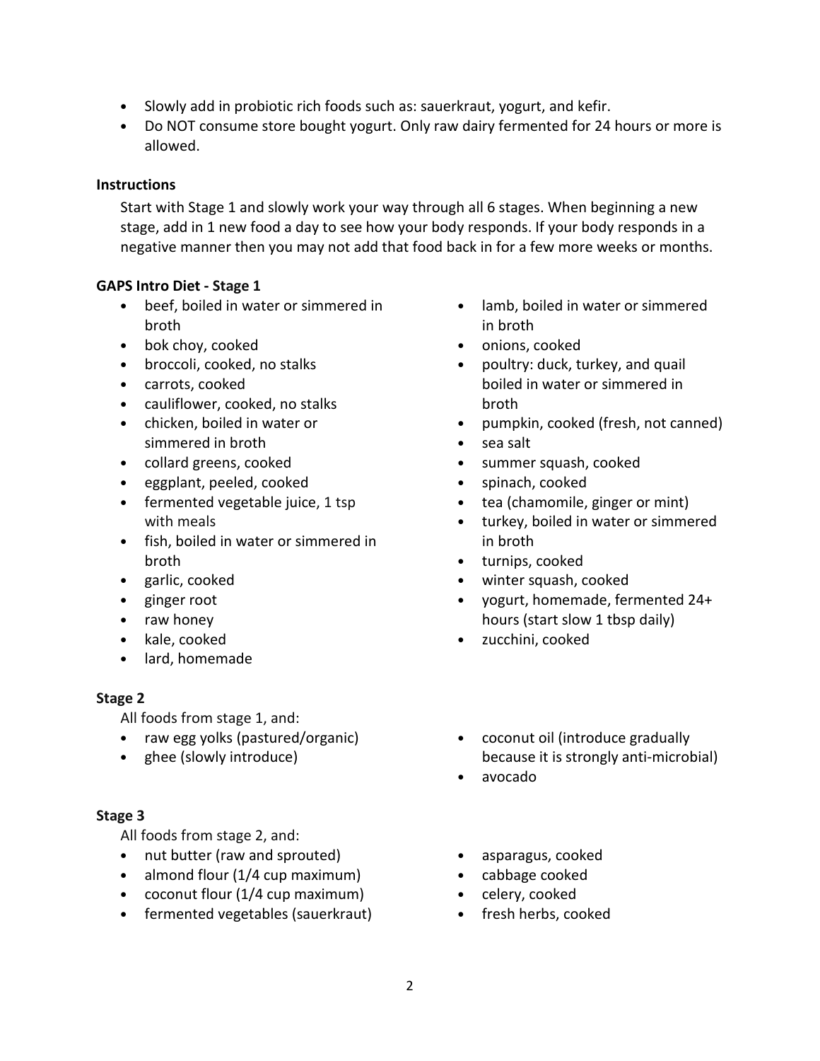- Slowly add in probiotic rich foods such as: sauerkraut, yogurt, and kefir.
- Do NOT consume store bought yogurt. Only raw dairy fermented for 24 hours or more is allowed.

**Instructions**

Start with Stage 1 and slowly work your way through all 6 stages. When beginning a new stage, add in 1 new food a day to see how your body responds. If your body responds in a negative manner then you may not add that food back in for a few more weeks or months.

**GAPS Intro Diet - Stage 1**

- beef, boiled in water or simmered in broth
- bok choy, cooked
- broccoli, cooked, no stalks
- carrots, cooked
- cauliflower, cooked, no stalks
- chicken, boiled in water or simmered in broth
- collard greens, cooked
- eggplant, peeled, cooked
- fermented vegetable juice, 1 tsp with meals
- fish, boiled in water or simmered in broth
- garlic, cooked
- ginger root
- raw honey
- kale, cooked
- lard, homemade
- lamb, boiled in water or simmered in broth
- onions, cooked
- poultry: duck, turkey, and quail boiled in water or simmered in broth
- pumpkin, cooked (fresh, not canned)
- sea salt
- summer squash, cooked
- spinach, cooked
- tea (chamomile, ginger or mint)
- turkey, boiled in water or simmered in broth
- turnips, cooked
- winter squash, cooked
- yogurt, homemade, fermented 24+ hours (start slow 1 tbsp daily)
- zucchini, cooked

**Stage 2**

All foods from stage 1, and:

- raw egg yolks (pastured/organic)
- ghee (slowly introduce)
- coconut oil (introduce gradually because it is strongly anti-microbial)
- avocado

**Stage 3**

All foods from stage 2, and:

- nut butter (raw and sprouted)
- almond flour (1/4 cup maximum)
- coconut flour (1/4 cup maximum)
- fermented vegetables (sauerkraut)
- asparagus, cooked
- cabbage cooked
- celery, cooked
- fresh herbs, cooked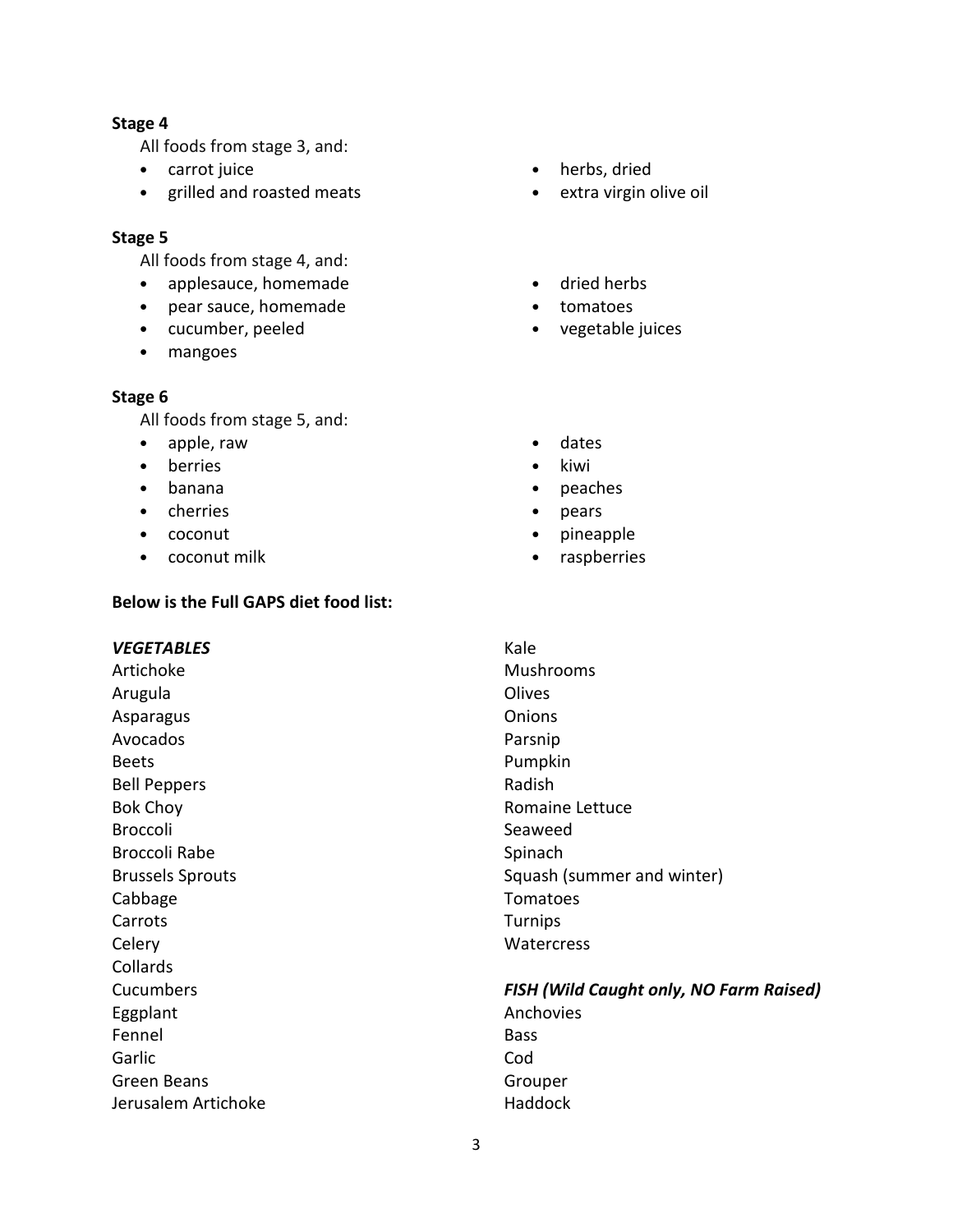**Stage 4**

All foods from stage 3, and:

- carrot juice
- grilled and roasted meats
- herbs, dried
- extra virgin olive oil

**Stage 5**

All foods from stage 4, and:

- applesauce, homemade
- pear sauce, homemade
- cucumber, peeled
- mangoes
- dried herbs
- tomatoes
- vegetable juices

**Stage 6**

All foods from stage 5, and:

- apple, raw
- berries
- banana
- cherries
- coconut
- coconut milk
- dates
- kiwi
- peaches
- pears
- pineapple
- raspberries

**Below is the Full GAPS diet food list:**

***VEGETABLES***

Artichoke
Arugula
Asparagus
Avocados
Beets
Bell Peppers
Bok Choy
Broccoli
Broccoli Rabe
Brussels Sprouts
Cabbage
Carrots
Celery
Collards
Cucumbers
Eggplant
Fennel
Garlic
Green Beans
Jerusalem Artichoke
Kale
Mushrooms
Olives
Onions
Parsnip
Pumpkin
Radish
Romaine Lettuce
Seaweed
Spinach
Squash (summer and winter)
Tomatoes
Turnips
Watercress

***FISH (Wild Caught only, NO Farm Raised)***

Anchovies
Bass
Cod
Grouper
Haddock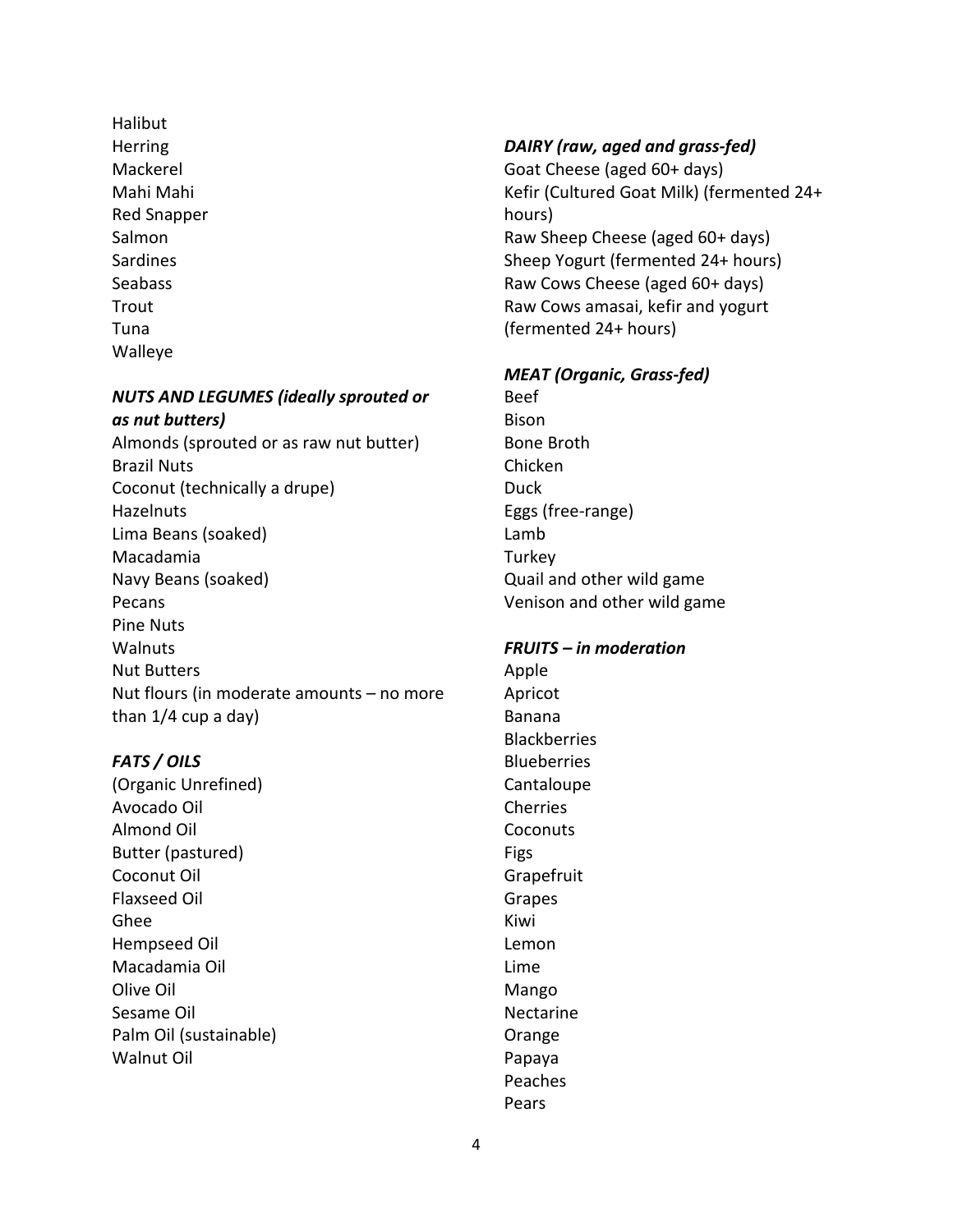Halibut
Herring
Mackerel
Mahi Mahi
Red Snapper
Salmon
Sardines
Seabass
Trout
Tuna
Walleye

***NUTS AND LEGUMES (ideally sprouted or as nut butters)***

Almonds (sprouted or as raw nut butter)
Brazil Nuts
Coconut (technically a drupe)
Hazelnuts
Lima Beans (soaked)
Macadamia
Navy Beans (soaked)
Pecans
Pine Nuts
Walnuts
Nut Butters
Nut flours (in moderate amounts – no more than 1/4 cup a day)

***FATS / OILS***

(Organic Unrefined)
Avocado Oil
Almond Oil
Butter (pastured)
Coconut Oil
Flaxseed Oil
Ghee
Hempseed Oil
Macadamia Oil
Olive Oil
Sesame Oil
Palm Oil (sustainable)
Walnut Oil

***DAIRY (raw, aged and grass-fed)***

Goat Cheese (aged 60+ days)
Kefir (Cultured Goat Milk) (fermented 24+ hours)
Raw Sheep Cheese (aged 60+ days)
Sheep Yogurt (fermented 24+ hours)
Raw Cows Cheese (aged 60+ days)
Raw Cows amasai, kefir and yogurt (fermented 24+ hours)

***MEAT (Organic, Grass-fed)***

Beef
Bison
Bone Broth
Chicken
Duck
Eggs (free-range)
Lamb
Turkey
Quail and other wild game
Venison and other wild game

***FRUITS – in moderation***

Apple
Apricot
Banana
Blackberries
Blueberries
Cantaloupe
Cherries
Coconuts
Figs
Grapefruit
Grapes
Kiwi
Lemon
Lime
Mango
Nectarine
Orange
Papaya
Peaches
Pears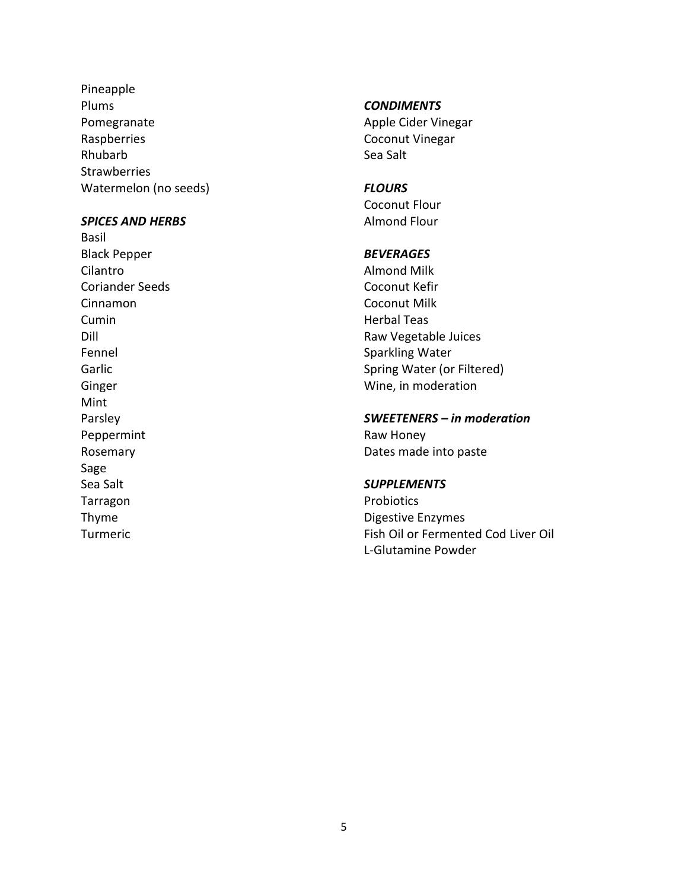Pineapple
Plums
Pomegranate
Raspberries
Rhubarb
Strawberries
Watermelon (no seeds)

***SPICES AND HERBS***

Basil
Black Pepper
Cilantro
Coriander Seeds
Cinnamon
Cumin
Dill
Fennel
Garlic
Ginger
Mint
Parsley
Peppermint
Rosemary
Sage
Sea Salt
Tarragon
Thyme
Turmeric

***CONDIMENTS***

Apple Cider Vinegar
Coconut Vinegar
Sea Salt

***FLOURS***

Coconut Flour
Almond Flour

***BEVERAGES***

Almond Milk
Coconut Kefir
Coconut Milk
Herbal Teas
Raw Vegetable Juices
Sparkling Water
Spring Water (or Filtered)
Wine, in moderation

***SWEETENERS – in moderation***

Raw Honey
Dates made into paste

***SUPPLEMENTS***

Probiotics
Digestive Enzymes
Fish Oil or Fermented Cod Liver Oil
L-Glutamine Powder